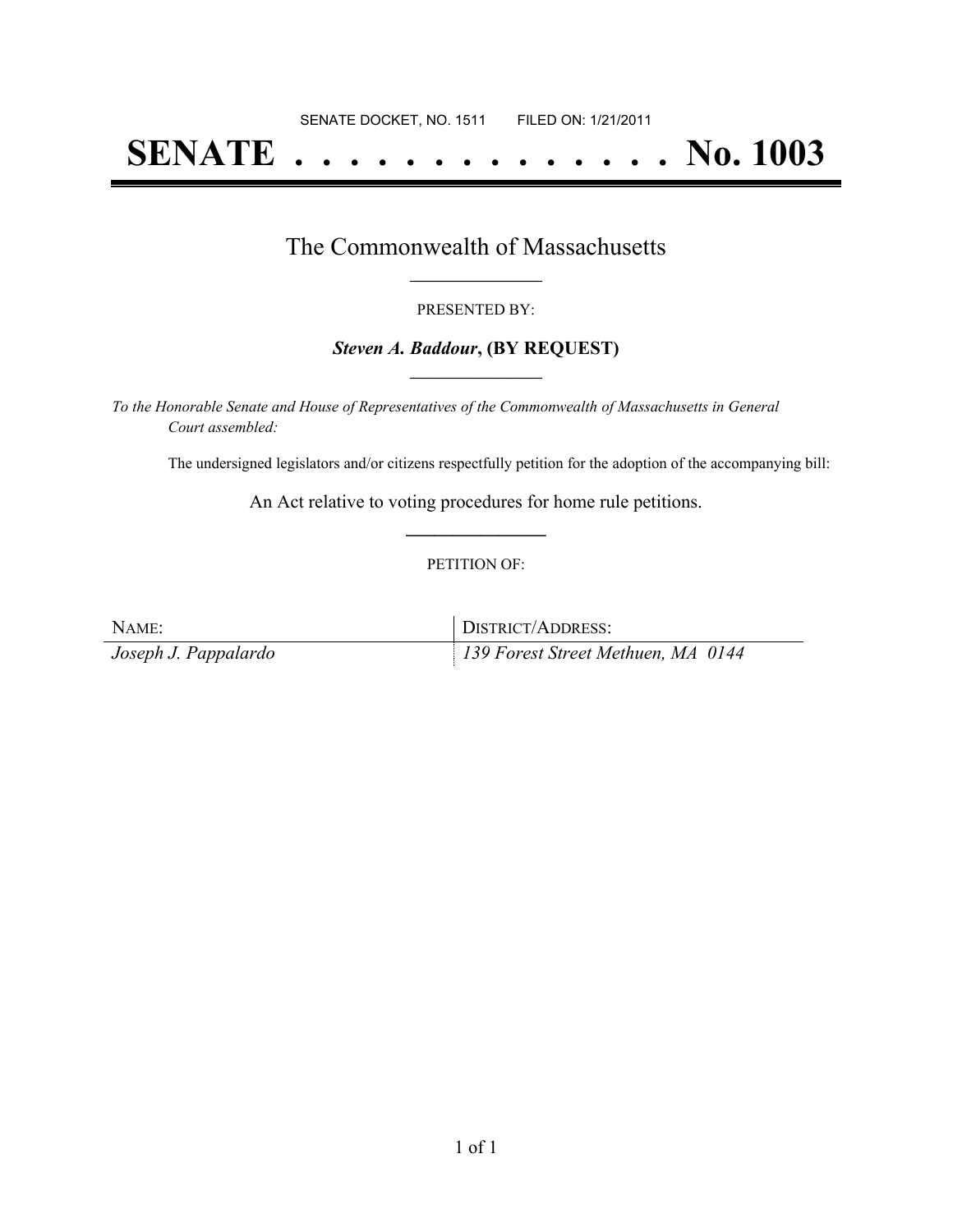SENATE DOCKET, NO. 1511        FILED ON: 1/21/2011

# SENATE . . . . . . . . . . . . . . No. 1003

## The Commonwealth of Massachusetts

PRESENTED BY:

***Steven A. Baddour*, (BY REQUEST)**

*To the Honorable Senate and House of Representatives of the Commonwealth of Massachusetts in General Court assembled:*

The undersigned legislators and/or citizens respectfully petition for the adoption of the accompanying bill:

An Act relative to voting procedures for home rule petitions.

PETITION OF:

| NAME: | DISTRICT/ADDRESS: |
| --- | --- |
| *Joseph J. Pappalardo* | *139 Forest Street Methuen, MA 0144* |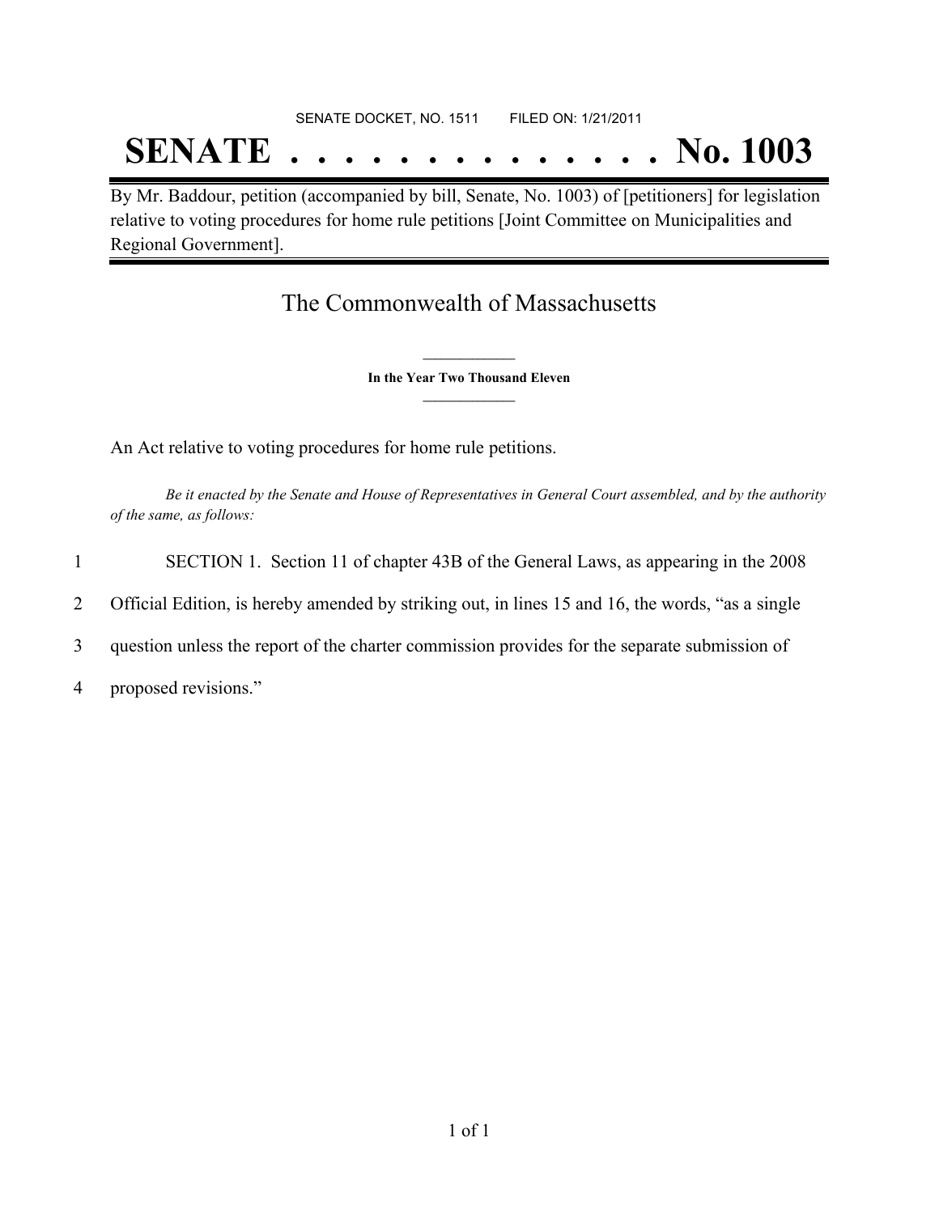SENATE DOCKET, NO. 1511        FILED ON: 1/21/2011

# SENATE . . . . . . . . . . . . . . No. 1003

By Mr. Baddour, petition (accompanied by bill, Senate, No. 1003) of [petitioners] for legislation relative to voting procedures for home rule petitions [Joint Committee on Municipalities and Regional Government].

## The Commonwealth of Massachusetts

**In the Year Two Thousand Eleven**

An Act relative to voting procedures for home rule petitions.

*Be it enacted by the Senate and House of Representatives in General Court assembled, and by the authority of the same, as follows:*

1 SECTION 1. Section 11 of chapter 43B of the General Laws, as appearing in the 2008
2 Official Edition, is hereby amended by striking out, in lines 15 and 16, the words, "as a single
3 question unless the report of the charter commission provides for the separate submission of
4 proposed revisions."